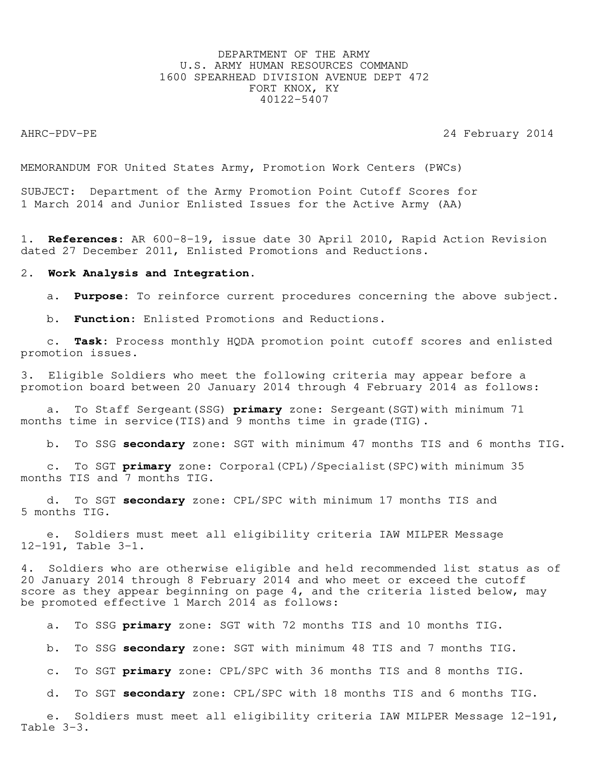DEPARTMENT OF THE ARMY
U.S. ARMY HUMAN RESOURCES COMMAND
1600 SPEARHEAD DIVISION AVENUE DEPT 472
FORT KNOX, KY
40122-5407

AHRC-PDV-PE 24 February 2014

MEMORANDUM FOR United States Army, Promotion Work Centers (PWCs)

SUBJECT: Department of the Army Promotion Point Cutoff Scores for 1 March 2014 and Junior Enlisted Issues for the Active Army (AA)

1. **References**: AR 600-8-19, issue date 30 April 2010, Rapid Action Revision dated 27 December 2011, Enlisted Promotions and Reductions.

2. **Work Analysis and Integration.**

   a. **Purpose**: To reinforce current procedures concerning the above subject.

   b. **Function**: Enlisted Promotions and Reductions.

   c. **Task**: Process monthly HQDA promotion point cutoff scores and enlisted promotion issues.

3. Eligible Soldiers who meet the following criteria may appear before a promotion board between 20 January 2014 through 4 February 2014 as follows:

   a. To Staff Sergeant(SSG) **primary** zone: Sergeant(SGT)with minimum 71 months time in service(TIS)and 9 months time in grade(TIG).

   b. To SSG **secondary** zone: SGT with minimum 47 months TIS and 6 months TIG.

   c. To SGT **primary** zone: Corporal(CPL)/Specialist(SPC)with minimum 35 months TIS and 7 months TIG.

   d. To SGT **secondary** zone: CPL/SPC with minimum 17 months TIS and 5 months TIG.

   e. Soldiers must meet all eligibility criteria IAW MILPER Message 12-191, Table 3-1.

4. Soldiers who are otherwise eligible and held recommended list status as of 20 January 2014 through 8 February 2014 and who meet or exceed the cutoff score as they appear beginning on page 4, and the criteria listed below, may be promoted effective 1 March 2014 as follows:

   a. To SSG **primary** zone: SGT with 72 months TIS and 10 months TIG.

   b. To SSG **secondary** zone: SGT with minimum 48 TIS and 7 months TIG.

   c. To SGT **primary** zone: CPL/SPC with 36 months TIS and 8 months TIG.

   d. To SGT **secondary** zone: CPL/SPC with 18 months TIS and 6 months TIG.

   e. Soldiers must meet all eligibility criteria IAW MILPER Message 12-191, Table 3-3.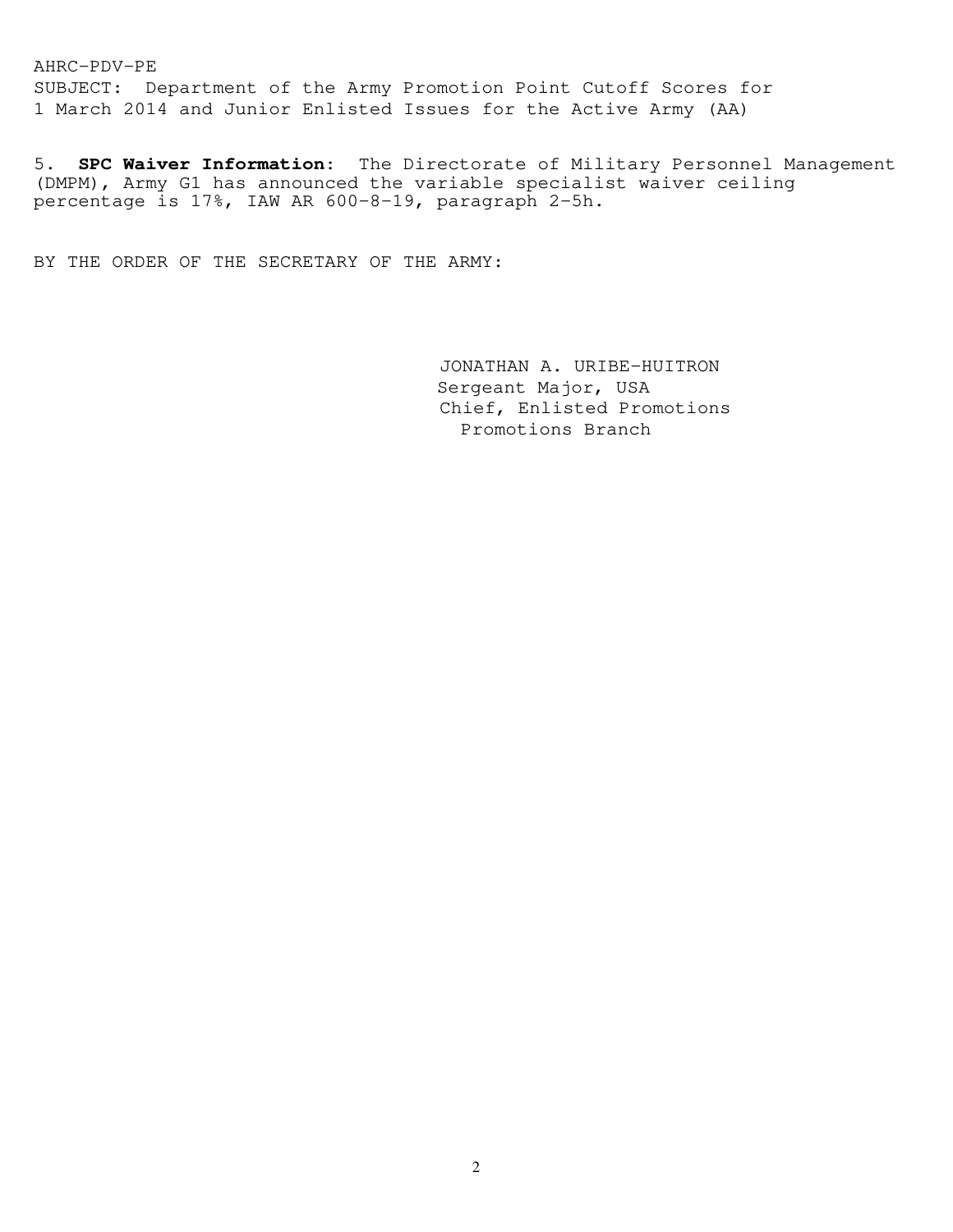AHRC-PDV-PE
SUBJECT: Department of the Army Promotion Point Cutoff Scores for 1 March 2014 and Junior Enlisted Issues for the Active Army (AA)

5. **SPC Waiver Information**: The Directorate of Military Personnel Management (DMPM), Army G1 has announced the variable specialist waiver ceiling percentage is 17%, IAW AR 600-8-19, paragraph 2-5h.

BY THE ORDER OF THE SECRETARY OF THE ARMY:

JONATHAN A. URIBE-HUITRON
Sergeant Major, USA
Chief, Enlisted Promotions
Promotions Branch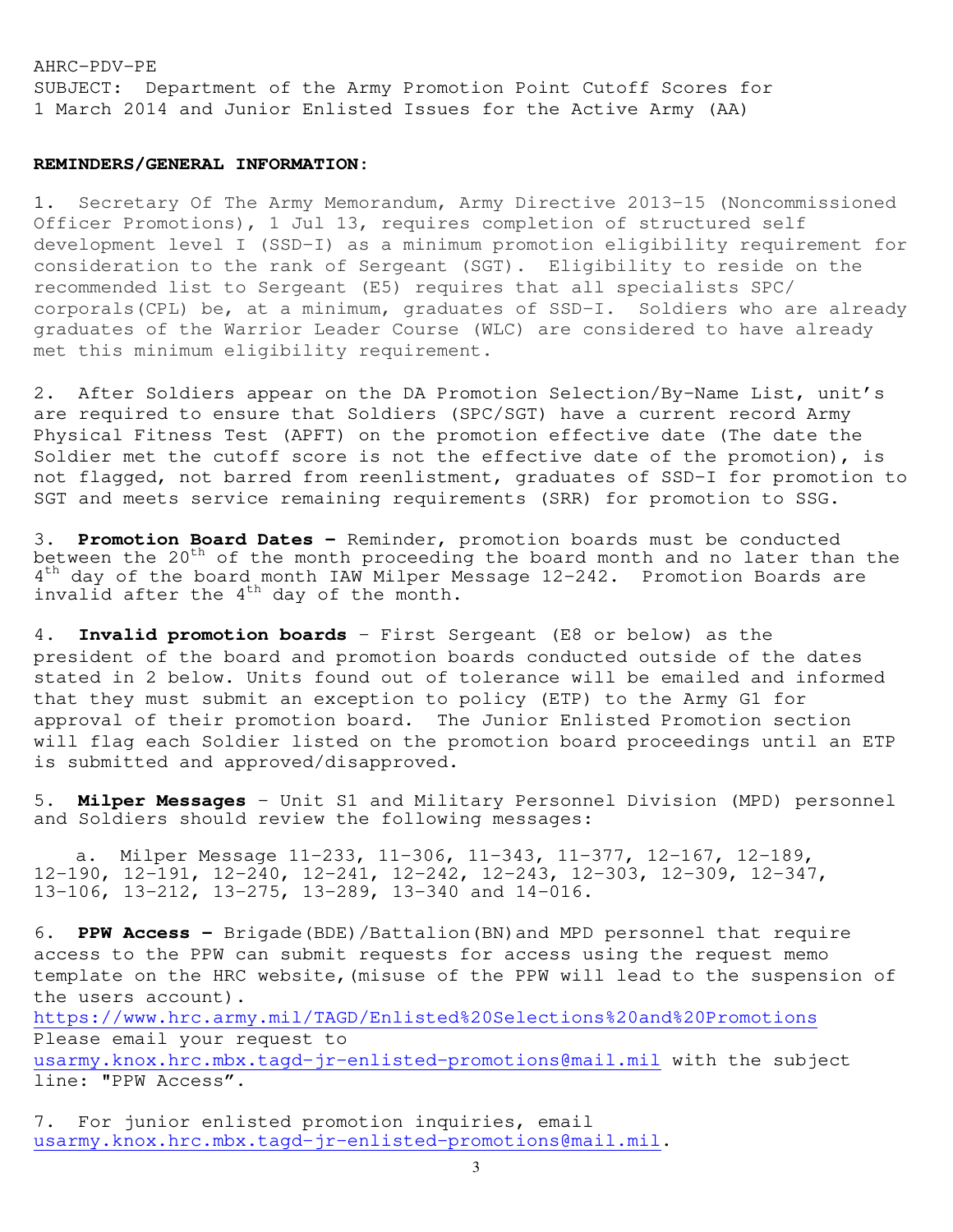AHRC-PDV-PE
SUBJECT: Department of the Army Promotion Point Cutoff Scores for 1 March 2014 and Junior Enlisted Issues for the Active Army (AA)

**REMINDERS/GENERAL INFORMATION:**

1. Secretary Of The Army Memorandum, Army Directive 2013-15 (Noncommissioned Officer Promotions), 1 Jul 13, requires completion of structured self development level I (SSD-I) as a minimum promotion eligibility requirement for consideration to the rank of Sergeant (SGT). Eligibility to reside on the recommended list to Sergeant (E5) requires that all specialists SPC/ corporals(CPL) be, at a minimum, graduates of SSD-I. Soldiers who are already graduates of the Warrior Leader Course (WLC) are considered to have already met this minimum eligibility requirement.

2. After Soldiers appear on the DA Promotion Selection/By-Name List, unit's are required to ensure that Soldiers (SPC/SGT) have a current record Army Physical Fitness Test (APFT) on the promotion effective date (The date the Soldier met the cutoff score is not the effective date of the promotion), is not flagged, not barred from reenlistment, graduates of SSD-I for promotion to SGT and meets service remaining requirements (SRR) for promotion to SSG.

3. **Promotion Board Dates –** Reminder, promotion boards must be conducted between the 20th of the month proceeding the board month and no later than the 4th day of the board month IAW Milper Message 12-242. Promotion Boards are invalid after the 4th day of the month.

4. **Invalid promotion boards** – First Sergeant (E8 or below) as the president of the board and promotion boards conducted outside of the dates stated in 2 below. Units found out of tolerance will be emailed and informed that they must submit an exception to policy (ETP) to the Army G1 for approval of their promotion board. The Junior Enlisted Promotion section will flag each Soldier listed on the promotion board proceedings until an ETP is submitted and approved/disapproved.

5. **Milper Messages** – Unit S1 and Military Personnel Division (MPD) personnel and Soldiers should review the following messages:

   a. Milper Message 11-233, 11-306, 11-343, 11-377, 12-167, 12-189, 12-190, 12-191, 12-240, 12-241, 12-242, 12-243, 12-303, 12-309, 12-347, 13-106, 13-212, 13-275, 13-289, 13-340 and 14-016.

6. **PPW Access –** Brigade(BDE)/Battalion(BN)and MPD personnel that require access to the PPW can submit requests for access using the request memo template on the HRC website,(misuse of the PPW will lead to the suspension of the users account).
https://www.hrc.army.mil/TAGD/Enlisted%20Selections%20and%20Promotions
Please email your request to
usarmy.knox.hrc.mbx.tagd-jr-enlisted-promotions@mail.mil with the subject line: "PPW Access".

7. For junior enlisted promotion inquiries, email
usarmy.knox.hrc.mbx.tagd-jr-enlisted-promotions@mail.mil.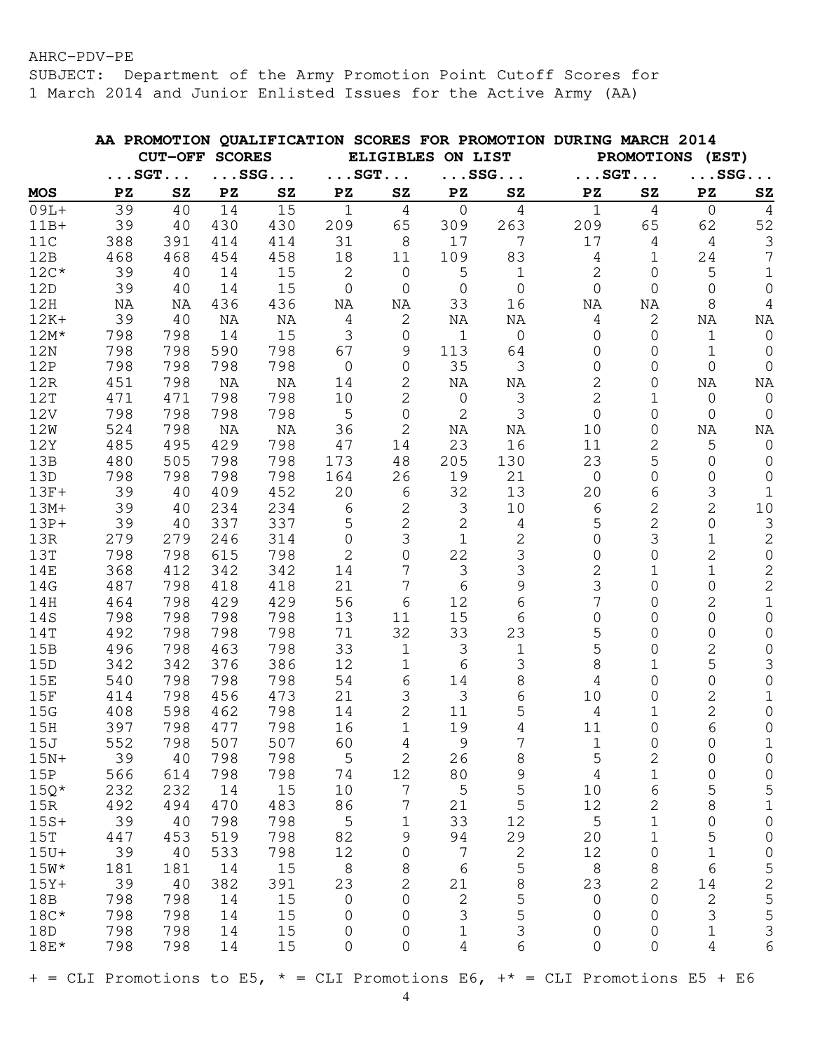AHRC-PDV-PE
SUBJECT: Department of the Army Promotion Point Cutoff Scores for 1 March 2014 and Junior Enlisted Issues for the Active Army (AA)

**AA PROMOTION QUALIFICATION SCORES FOR PROMOTION DURING MARCH 2014**

| | CUT-OFF SCORES | | | | ELIGIBLES ON LIST | | | | PROMOTIONS (EST) | | | |
|---|---|---|---|---|---|---|---|---|---|---|---|---|
| | ...SGT... | | ...SSG... | | ...SGT... | | ...SSG... | | ...SGT... | | ...SSG... | |
| **MOS** | **PZ** | **SZ** | **PZ** | **SZ** | **PZ** | **SZ** | **PZ** | **SZ** | **PZ** | **SZ** | **PZ** | **SZ** |
| 09L+ | 39 | 40 | 14 | 15 | 1 | 4 | 0 | 4 | 1 | 4 | 0 | 4 |
| 11B+ | 39 | 40 | 430 | 430 | 209 | 65 | 309 | 263 | 209 | 65 | 62 | 52 |
| 11C | 388 | 391 | 414 | 414 | 31 | 8 | 17 | 7 | 17 | 4 | 4 | 3 |
| 12B | 468 | 468 | 454 | 458 | 18 | 11 | 109 | 83 | 4 | 1 | 24 | 7 |
| 12C* | 39 | 40 | 14 | 15 | 2 | 0 | 5 | 1 | 2 | 0 | 5 | 1 |
| 12D | 39 | 40 | 14 | 15 | 0 | 0 | 0 | 0 | 0 | 0 | 0 | 0 |
| 12H | NA | NA | 436 | 436 | NA | NA | 33 | 16 | NA | NA | 8 | 4 |
| 12K+ | 39 | 40 | NA | NA | 4 | 2 | NA | NA | 4 | 2 | NA | NA |
| 12M* | 798 | 798 | 14 | 15 | 3 | 0 | 1 | 0 | 0 | 0 | 1 | 0 |
| 12N | 798 | 798 | 590 | 798 | 67 | 9 | 113 | 64 | 0 | 0 | 1 | 0 |
| 12P | 798 | 798 | 798 | 798 | 0 | 0 | 35 | 3 | 0 | 0 | 0 | 0 |
| 12R | 451 | 798 | NA | NA | 14 | 2 | NA | NA | 2 | 0 | NA | NA |
| 12T | 471 | 471 | 798 | 798 | 10 | 2 | 0 | 3 | 2 | 1 | 0 | 0 |
| 12V | 798 | 798 | 798 | 798 | 5 | 0 | 2 | 3 | 0 | 0 | 0 | 0 |
| 12W | 524 | 798 | NA | NA | 36 | 2 | NA | NA | 10 | 0 | NA | NA |
| 12Y | 485 | 495 | 429 | 798 | 47 | 14 | 23 | 16 | 11 | 2 | 5 | 0 |
| 13B | 480 | 505 | 798 | 798 | 173 | 48 | 205 | 130 | 23 | 5 | 0 | 0 |
| 13D | 798 | 798 | 798 | 798 | 164 | 26 | 19 | 21 | 0 | 0 | 0 | 0 |
| 13F+ | 39 | 40 | 409 | 452 | 20 | 6 | 32 | 13 | 20 | 6 | 3 | 1 |
| 13M+ | 39 | 40 | 234 | 234 | 6 | 2 | 3 | 10 | 6 | 2 | 2 | 10 |
| 13P+ | 39 | 40 | 337 | 337 | 5 | 2 | 2 | 4 | 5 | 2 | 0 | 3 |
| 13R | 279 | 279 | 246 | 314 | 0 | 3 | 1 | 2 | 0 | 3 | 1 | 2 |
| 13T | 798 | 798 | 615 | 798 | 2 | 0 | 22 | 3 | 0 | 0 | 2 | 0 |
| 14E | 368 | 412 | 342 | 342 | 14 | 7 | 3 | 3 | 2 | 1 | 1 | 2 |
| 14G | 487 | 798 | 418 | 418 | 21 | 7 | 6 | 9 | 3 | 0 | 0 | 2 |
| 14H | 464 | 798 | 429 | 429 | 56 | 6 | 12 | 6 | 7 | 0 | 2 | 1 |
| 14S | 798 | 798 | 798 | 798 | 13 | 11 | 15 | 6 | 0 | 0 | 0 | 0 |
| 14T | 492 | 798 | 798 | 798 | 71 | 32 | 33 | 23 | 5 | 0 | 0 | 0 |
| 15B | 496 | 798 | 463 | 798 | 33 | 1 | 3 | 1 | 5 | 0 | 2 | 0 |
| 15D | 342 | 342 | 376 | 386 | 12 | 1 | 6 | 3 | 8 | 1 | 5 | 3 |
| 15E | 540 | 798 | 798 | 798 | 54 | 6 | 14 | 8 | 4 | 0 | 0 | 0 |
| 15F | 414 | 798 | 456 | 473 | 21 | 3 | 3 | 6 | 10 | 0 | 2 | 1 |
| 15G | 408 | 598 | 462 | 798 | 14 | 2 | 11 | 5 | 4 | 1 | 2 | 0 |
| 15H | 397 | 798 | 477 | 798 | 16 | 1 | 19 | 4 | 11 | 0 | 6 | 0 |
| 15J | 552 | 798 | 507 | 507 | 60 | 4 | 9 | 7 | 1 | 0 | 0 | 1 |
| 15N+ | 39 | 40 | 798 | 798 | 5 | 2 | 26 | 8 | 5 | 2 | 0 | 0 |
| 15P | 566 | 614 | 798 | 798 | 74 | 12 | 80 | 9 | 4 | 1 | 0 | 0 |
| 15Q* | 232 | 232 | 14 | 15 | 10 | 7 | 5 | 5 | 10 | 6 | 5 | 5 |
| 15R | 492 | 494 | 470 | 483 | 86 | 7 | 21 | 5 | 12 | 2 | 8 | 1 |
| 15S+ | 39 | 40 | 798 | 798 | 5 | 1 | 33 | 12 | 5 | 1 | 0 | 0 |
| 15T | 447 | 453 | 519 | 798 | 82 | 9 | 94 | 29 | 20 | 1 | 5 | 0 |
| 15U+ | 39 | 40 | 533 | 798 | 12 | 0 | 7 | 2 | 12 | 0 | 1 | 0 |
| 15W* | 181 | 181 | 14 | 15 | 8 | 8 | 6 | 5 | 8 | 8 | 6 | 5 |
| 15Y+ | 39 | 40 | 382 | 391 | 23 | 2 | 21 | 8 | 23 | 2 | 14 | 2 |
| 18B | 798 | 798 | 14 | 15 | 0 | 0 | 2 | 5 | 0 | 0 | 2 | 5 |
| 18C* | 798 | 798 | 14 | 15 | 0 | 0 | 3 | 5 | 0 | 0 | 3 | 5 |
| 18D | 798 | 798 | 14 | 15 | 0 | 0 | 1 | 3 | 0 | 0 | 1 | 3 |
| 18E* | 798 | 798 | 14 | 15 | 0 | 0 | 4 | 6 | 0 | 0 | 4 | 6 |

+ = CLI Promotions to E5, * = CLI Promotions E6, +* = CLI Promotions E5 + E6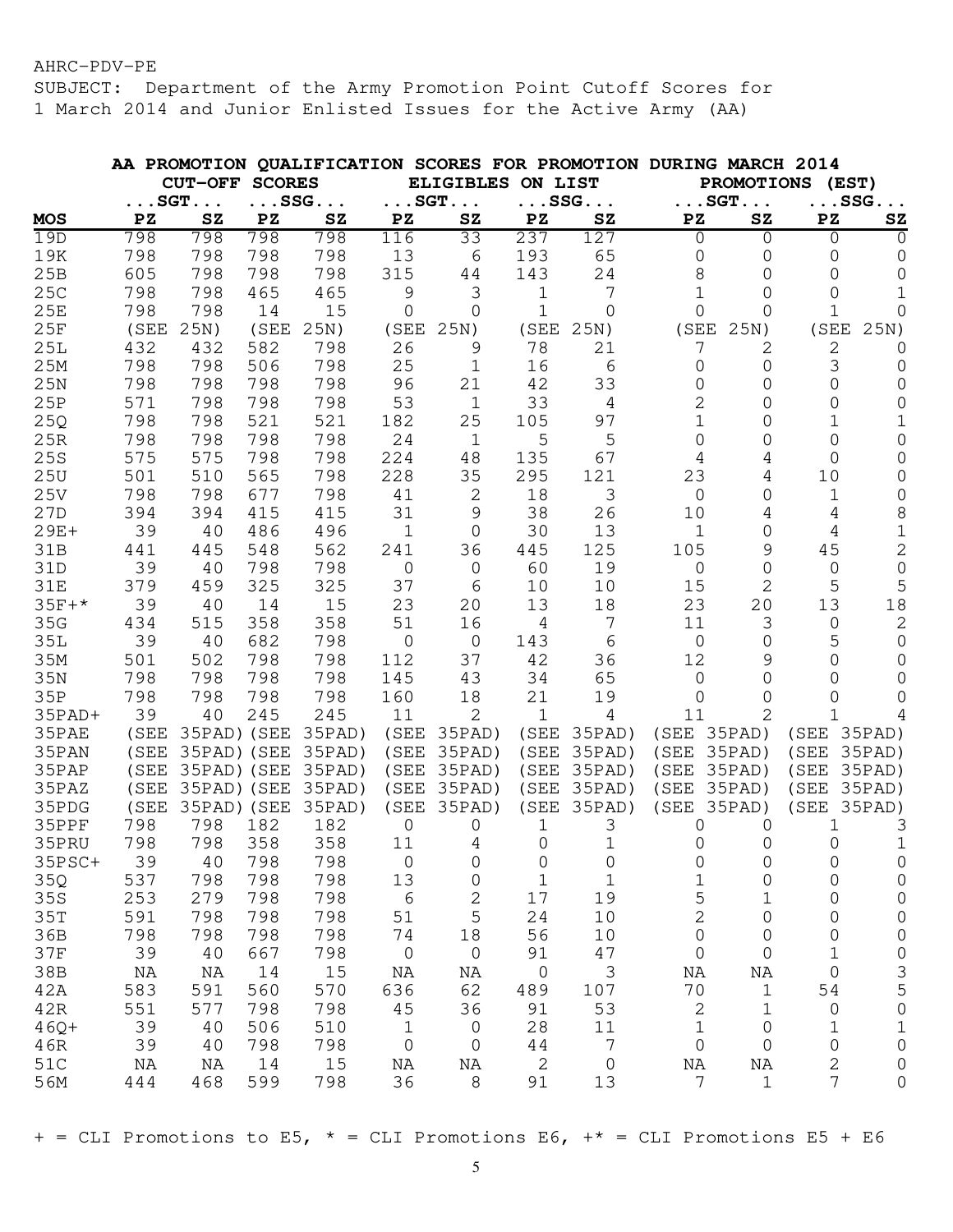AHRC-PDV-PE
SUBJECT: Department of the Army Promotion Point Cutoff Scores for 1 March 2014 and Junior Enlisted Issues for the Active Army (AA)

**AA PROMOTION QUALIFICATION SCORES FOR PROMOTION DURING MARCH 2014**

| | CUT-OFF SCORES | | | | ELIGIBLES ON LIST | | | | PROMOTIONS (EST) | | | |
|---|---|---|---|---|---|---|---|---|---|---|---|---|
| | ...SGT... | | ...SSG... | | ...SGT... | | ...SSG... | | ...SGT... | | ...SSG... | |
| **MOS** | **PZ** | **SZ** | **PZ** | **SZ** | **PZ** | **SZ** | **PZ** | **SZ** | **PZ** | **SZ** | **PZ** | **SZ** |
| 19D | 798 | 798 | 798 | 798 | 116 | 33 | 237 | 127 | 0 | 0 | 0 | 0 |
| 19K | 798 | 798 | 798 | 798 | 13 | 6 | 193 | 65 | 0 | 0 | 0 | 0 |
| 25B | 605 | 798 | 798 | 798 | 315 | 44 | 143 | 24 | 8 | 0 | 0 | 0 |
| 25C | 798 | 798 | 465 | 465 | 9 | 3 | 1 | 7 | 1 | 0 | 0 | 1 |
| 25E | 798 | 798 | 14 | 15 | 0 | 0 | 1 | 0 | 0 | 0 | 1 | 0 |
| 25F | (SEE 25N) | | (SEE 25N) | | (SEE 25N) | | (SEE 25N) | | (SEE 25N) | | (SEE 25N) | |
| 25L | 432 | 432 | 582 | 798 | 26 | 9 | 78 | 21 | 7 | 2 | 2 | 0 |
| 25M | 798 | 798 | 506 | 798 | 25 | 1 | 16 | 6 | 0 | 0 | 3 | 0 |
| 25N | 798 | 798 | 798 | 798 | 96 | 21 | 42 | 33 | 0 | 0 | 0 | 0 |
| 25P | 571 | 798 | 798 | 798 | 53 | 1 | 33 | 4 | 2 | 0 | 0 | 0 |
| 25Q | 798 | 798 | 521 | 521 | 182 | 25 | 105 | 97 | 1 | 0 | 1 | 1 |
| 25R | 798 | 798 | 798 | 798 | 24 | 1 | 5 | 5 | 0 | 0 | 0 | 0 |
| 25S | 575 | 575 | 798 | 798 | 224 | 48 | 135 | 67 | 4 | 4 | 0 | 0 |
| 25U | 501 | 510 | 565 | 798 | 228 | 35 | 295 | 121 | 23 | 4 | 10 | 0 |
| 25V | 798 | 798 | 677 | 798 | 41 | 2 | 18 | 3 | 0 | 0 | 1 | 0 |
| 27D | 394 | 394 | 415 | 415 | 31 | 9 | 38 | 26 | 10 | 4 | 4 | 8 |
| 29E+ | 39 | 40 | 486 | 496 | 1 | 0 | 30 | 13 | 1 | 0 | 4 | 1 |
| 31B | 441 | 445 | 548 | 562 | 241 | 36 | 445 | 125 | 105 | 9 | 45 | 2 |
| 31D | 39 | 40 | 798 | 798 | 0 | 0 | 60 | 19 | 0 | 0 | 0 | 0 |
| 31E | 379 | 459 | 325 | 325 | 37 | 6 | 10 | 10 | 15 | 2 | 5 | 5 |
| 35F+* | 39 | 40 | 14 | 15 | 23 | 20 | 13 | 18 | 23 | 20 | 13 | 18 |
| 35G | 434 | 515 | 358 | 358 | 51 | 16 | 4 | 7 | 11 | 3 | 0 | 2 |
| 35L | 39 | 40 | 682 | 798 | 0 | 0 | 143 | 6 | 0 | 0 | 5 | 0 |
| 35M | 501 | 502 | 798 | 798 | 112 | 37 | 42 | 36 | 12 | 9 | 0 | 0 |
| 35N | 798 | 798 | 798 | 798 | 145 | 43 | 34 | 65 | 0 | 0 | 0 | 0 |
| 35P | 798 | 798 | 798 | 798 | 160 | 18 | 21 | 19 | 0 | 0 | 0 | 0 |
| 35PAD+ | 39 | 40 | 245 | 245 | 11 | 2 | 1 | 4 | 11 | 2 | 1 | 4 |
| 35PAE | (SEE 35PAD) | | (SEE 35PAD) | | (SEE 35PAD) | | (SEE 35PAD) | | (SEE 35PAD) | | (SEE 35PAD) | |
| 35PAN | (SEE 35PAD) | | (SEE 35PAD) | | (SEE 35PAD) | | (SEE 35PAD) | | (SEE 35PAD) | | (SEE 35PAD) | |
| 35PAP | (SEE 35PAD) | | (SEE 35PAD) | | (SEE 35PAD) | | (SEE 35PAD) | | (SEE 35PAD) | | (SEE 35PAD) | |
| 35PAZ | (SEE 35PAD) | | (SEE 35PAD) | | (SEE 35PAD) | | (SEE 35PAD) | | (SEE 35PAD) | | (SEE 35PAD) | |
| 35PDG | (SEE 35PAD) | | (SEE 35PAD) | | (SEE 35PAD) | | (SEE 35PAD) | | (SEE 35PAD) | | (SEE 35PAD) | |
| 35PPF | 798 | 798 | 182 | 182 | 0 | 0 | 1 | 3 | 0 | 0 | 1 | 3 |
| 35PRU | 798 | 798 | 358 | 358 | 11 | 4 | 0 | 1 | 0 | 0 | 0 | 1 |
| 35PSC+ | 39 | 40 | 798 | 798 | 0 | 0 | 0 | 0 | 0 | 0 | 0 | 0 |
| 35Q | 537 | 798 | 798 | 798 | 13 | 0 | 1 | 1 | 1 | 0 | 0 | 0 |
| 35S | 253 | 279 | 798 | 798 | 6 | 2 | 17 | 19 | 5 | 1 | 0 | 0 |
| 35T | 591 | 798 | 798 | 798 | 51 | 5 | 24 | 10 | 2 | 0 | 0 | 0 |
| 36B | 798 | 798 | 798 | 798 | 74 | 18 | 56 | 10 | 0 | 0 | 0 | 0 |
| 37F | 39 | 40 | 667 | 798 | 0 | 0 | 91 | 47 | 0 | 0 | 1 | 0 |
| 38B | NA | NA | 14 | 15 | NA | NA | 0 | 3 | NA | NA | 0 | 3 |
| 42A | 583 | 591 | 560 | 570 | 636 | 62 | 489 | 107 | 70 | 1 | 54 | 5 |
| 42R | 551 | 577 | 798 | 798 | 45 | 36 | 91 | 53 | 2 | 1 | 0 | 0 |
| 46Q+ | 39 | 40 | 506 | 510 | 1 | 0 | 28 | 11 | 1 | 0 | 1 | 1 |
| 46R | 39 | 40 | 798 | 798 | 0 | 0 | 44 | 7 | 0 | 0 | 0 | 0 |
| 51C | NA | NA | 14 | 15 | NA | NA | 2 | 0 | NA | NA | 2 | 0 |
| 56M | 444 | 468 | 599 | 798 | 36 | 8 | 91 | 13 | 7 | 1 | 7 | 0 |

+ = CLI Promotions to E5, * = CLI Promotions E6, +* = CLI Promotions E5 + E6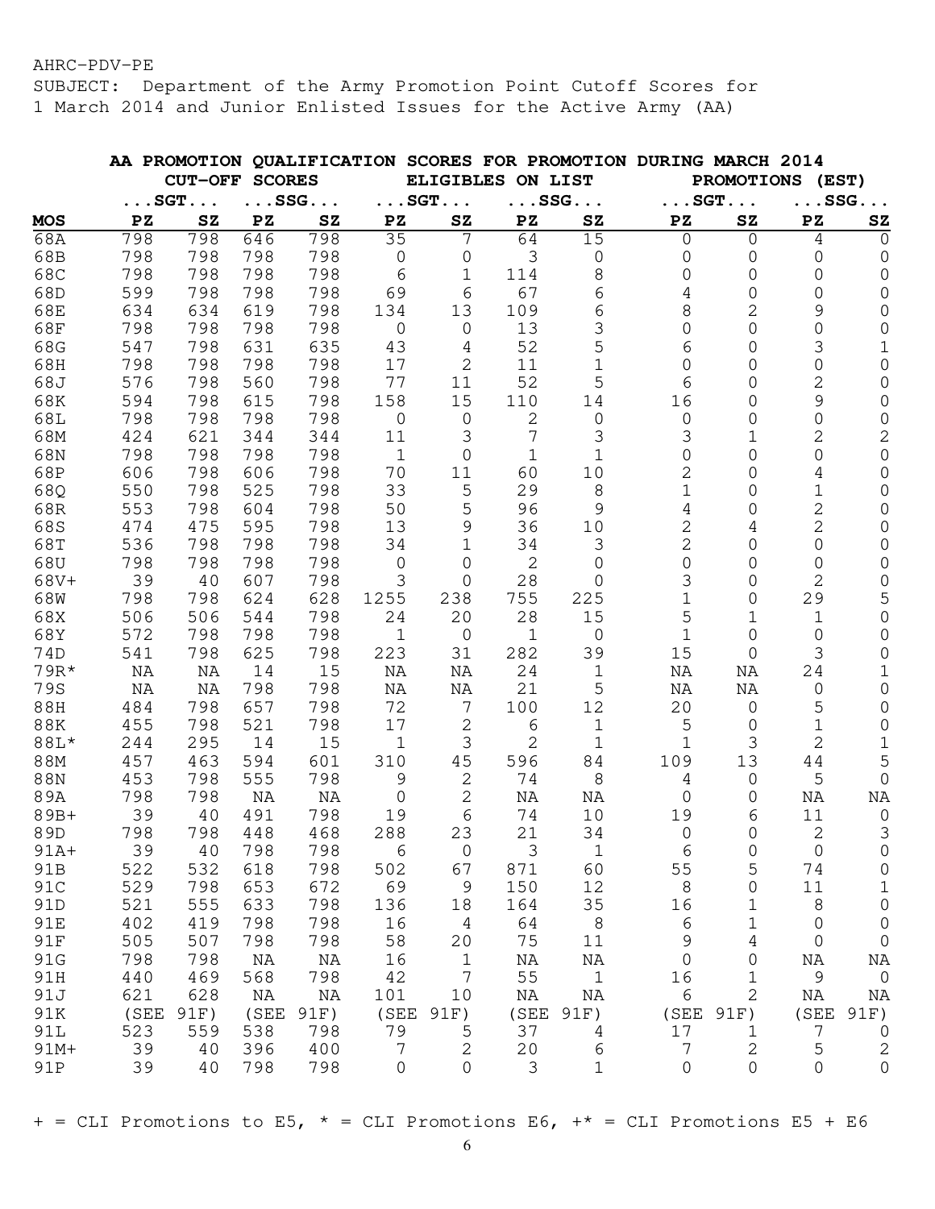AHRC-PDV-PE
SUBJECT: Department of the Army Promotion Point Cutoff Scores for 1 March 2014 and Junior Enlisted Issues for the Active Army (AA)

**AA PROMOTION QUALIFICATION SCORES FOR PROMOTION DURING MARCH 2014**

| | CUT-OFF SCORES | | | | ELIGIBLES ON LIST | | | | PROMOTIONS (EST) | | | |
|---|---|---|---|---|---|---|---|---|---|---|---|---|
| | ...SGT... | | ...SSG... | | ...SGT... | | ...SSG... | | ...SGT... | | ...SSG... | |
| **MOS** | **PZ** | **SZ** | **PZ** | **SZ** | **PZ** | **SZ** | **PZ** | **SZ** | **PZ** | **SZ** | **PZ** | **SZ** |
| 68A | 798 | 798 | 646 | 798 | 35 | 7 | 64 | 15 | 0 | 0 | 4 | 0 |
| 68B | 798 | 798 | 798 | 798 | 0 | 0 | 3 | 0 | 0 | 0 | 0 | 0 |
| 68C | 798 | 798 | 798 | 798 | 6 | 1 | 114 | 8 | 0 | 0 | 0 | 0 |
| 68D | 599 | 798 | 798 | 798 | 69 | 6 | 67 | 6 | 4 | 0 | 0 | 0 |
| 68E | 634 | 634 | 619 | 798 | 134 | 13 | 109 | 6 | 8 | 2 | 9 | 0 |
| 68F | 798 | 798 | 798 | 798 | 0 | 0 | 13 | 3 | 0 | 0 | 0 | 0 |
| 68G | 547 | 798 | 631 | 635 | 43 | 4 | 52 | 5 | 6 | 0 | 3 | 1 |
| 68H | 798 | 798 | 798 | 798 | 17 | 2 | 11 | 1 | 0 | 0 | 0 | 0 |
| 68J | 576 | 798 | 560 | 798 | 77 | 11 | 52 | 5 | 6 | 0 | 2 | 0 |
| 68K | 594 | 798 | 615 | 798 | 158 | 15 | 110 | 14 | 16 | 0 | 9 | 0 |
| 68L | 798 | 798 | 798 | 798 | 0 | 0 | 2 | 0 | 0 | 0 | 0 | 0 |
| 68M | 424 | 621 | 344 | 344 | 11 | 3 | 7 | 3 | 3 | 1 | 2 | 2 |
| 68N | 798 | 798 | 798 | 798 | 1 | 0 | 1 | 1 | 0 | 0 | 0 | 0 |
| 68P | 606 | 798 | 606 | 798 | 70 | 11 | 60 | 10 | 2 | 0 | 4 | 0 |
| 68Q | 550 | 798 | 525 | 798 | 33 | 5 | 29 | 8 | 1 | 0 | 1 | 0 |
| 68R | 553 | 798 | 604 | 798 | 50 | 5 | 96 | 9 | 4 | 0 | 2 | 0 |
| 68S | 474 | 475 | 595 | 798 | 13 | 9 | 36 | 10 | 2 | 4 | 2 | 0 |
| 68T | 536 | 798 | 798 | 798 | 34 | 1 | 34 | 3 | 2 | 0 | 0 | 0 |
| 68U | 798 | 798 | 798 | 798 | 0 | 0 | 2 | 0 | 0 | 0 | 0 | 0 |
| 68V+ | 39 | 40 | 607 | 798 | 3 | 0 | 28 | 0 | 3 | 0 | 2 | 0 |
| 68W | 798 | 798 | 624 | 628 | 1255 | 238 | 755 | 225 | 1 | 0 | 29 | 5 |
| 68X | 506 | 506 | 544 | 798 | 24 | 20 | 28 | 15 | 5 | 1 | 1 | 0 |
| 68Y | 572 | 798 | 798 | 798 | 1 | 0 | 1 | 0 | 1 | 0 | 0 | 0 |
| 74D | 541 | 798 | 625 | 798 | 223 | 31 | 282 | 39 | 15 | 0 | 3 | 0 |
| 79R* | NA | NA | 14 | 15 | NA | NA | 24 | 1 | NA | NA | 24 | 1 |
| 79S | NA | NA | 798 | 798 | NA | NA | 21 | 5 | NA | NA | 0 | 0 |
| 88H | 484 | 798 | 657 | 798 | 72 | 7 | 100 | 12 | 20 | 0 | 5 | 0 |
| 88K | 455 | 798 | 521 | 798 | 17 | 2 | 6 | 1 | 5 | 0 | 1 | 0 |
| 88L* | 244 | 295 | 14 | 15 | 1 | 3 | 2 | 1 | 1 | 3 | 2 | 1 |
| 88M | 457 | 463 | 594 | 601 | 310 | 45 | 596 | 84 | 109 | 13 | 44 | 5 |
| 88N | 453 | 798 | 555 | 798 | 9 | 2 | 74 | 8 | 4 | 0 | 5 | 0 |
| 89A | 798 | 798 | NA | NA | 0 | 2 | NA | NA | 0 | 0 | NA | NA |
| 89B+ | 39 | 40 | 491 | 798 | 19 | 6 | 74 | 10 | 19 | 6 | 11 | 0 |
| 89D | 798 | 798 | 448 | 468 | 288 | 23 | 21 | 34 | 0 | 0 | 2 | 3 |
| 91A+ | 39 | 40 | 798 | 798 | 6 | 0 | 3 | 1 | 6 | 0 | 0 | 0 |
| 91B | 522 | 532 | 618 | 798 | 502 | 67 | 871 | 60 | 55 | 5 | 74 | 0 |
| 91C | 529 | 798 | 653 | 672 | 69 | 9 | 150 | 12 | 8 | 0 | 11 | 1 |
| 91D | 521 | 555 | 633 | 798 | 136 | 18 | 164 | 35 | 16 | 1 | 8 | 0 |
| 91E | 402 | 419 | 798 | 798 | 16 | 4 | 64 | 8 | 6 | 1 | 0 | 0 |
| 91F | 505 | 507 | 798 | 798 | 58 | 20 | 75 | 11 | 9 | 4 | 0 | 0 |
| 91G | 798 | 798 | NA | NA | 16 | 1 | NA | NA | 0 | 0 | NA | NA |
| 91H | 440 | 469 | 568 | 798 | 42 | 7 | 55 | 1 | 16 | 1 | 9 | 0 |
| 91J | 621 | 628 | NA | NA | 101 | 10 | NA | NA | 6 | 2 | NA | NA |
| 91K | (SEE | 91F) | (SEE | 91F) | (SEE | 91F) | (SEE | 91F) | (SEE | 91F) | (SEE | 91F) |
| 91L | 523 | 559 | 538 | 798 | 79 | 5 | 37 | 4 | 17 | 1 | 7 | 0 |
| 91M+ | 39 | 40 | 396 | 400 | 7 | 2 | 20 | 6 | 7 | 2 | 5 | 2 |
| 91P | 39 | 40 | 798 | 798 | 0 | 0 | 3 | 1 | 0 | 0 | 0 | 0 |

+ = CLI Promotions to E5, * = CLI Promotions E6, +* = CLI Promotions E5 + E6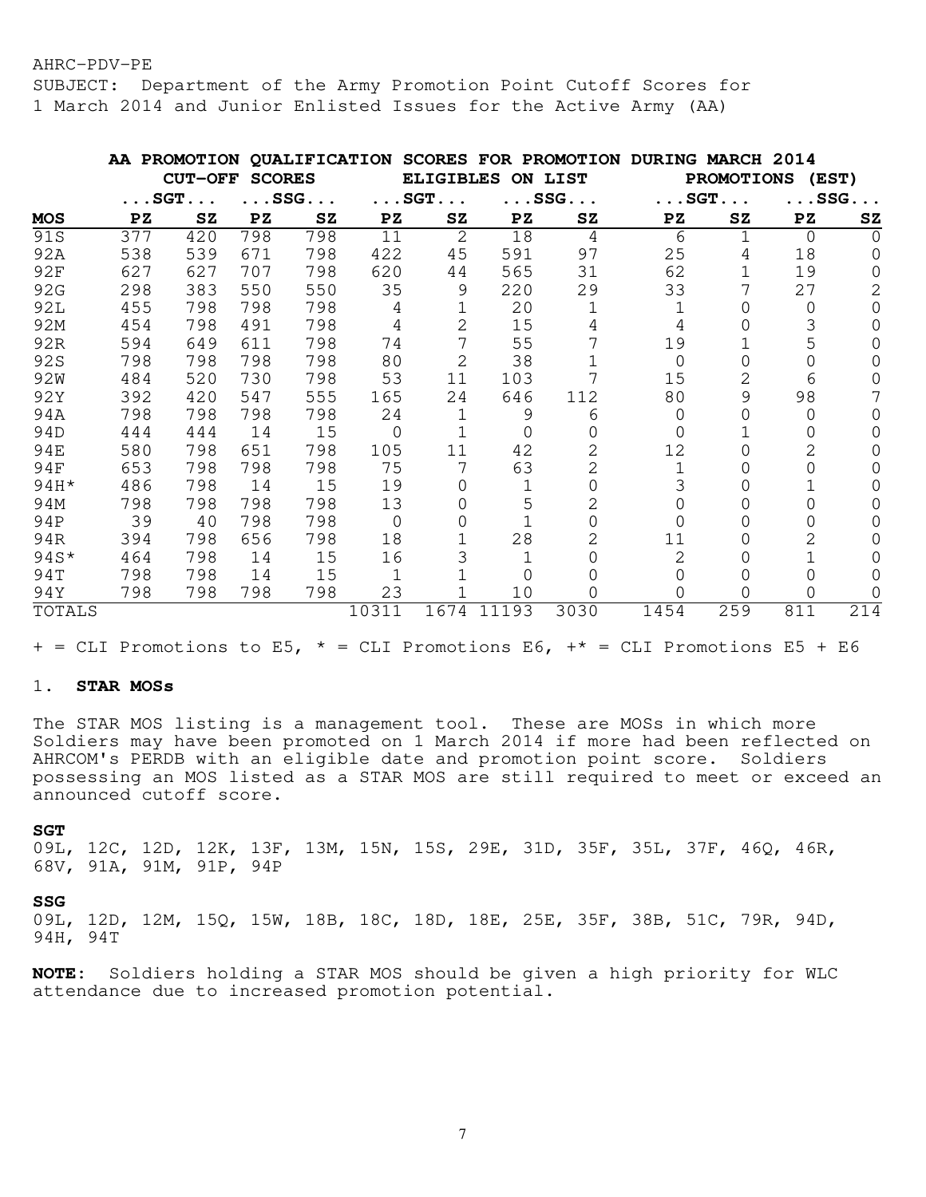AHRC-PDV-PE
SUBJECT: Department of the Army Promotion Point Cutoff Scores for 1 March 2014 and Junior Enlisted Issues for the Active Army (AA)

**AA PROMOTION QUALIFICATION SCORES FOR PROMOTION DURING MARCH 2014**

| | CUT-OFF SCORES | | | | ELIGIBLES ON LIST | | | | PROMOTIONS (EST) | | | |
|---|---|---|---|---|---|---|---|---|---|---|---|---|
| | ...SGT... | | ...SSG... | | ...SGT... | | ...SSG... | | ...SGT... | | ...SSG... | |
| **MOS** | **PZ** | **SZ** | **PZ** | **SZ** | **PZ** | **SZ** | **PZ** | **SZ** | **PZ** | **SZ** | **PZ** | **SZ** |
| 91S | 377 | 420 | 798 | 798 | 11 | 2 | 18 | 4 | 6 | 1 | 0 | 0 |
| 92A | 538 | 539 | 671 | 798 | 422 | 45 | 591 | 97 | 25 | 4 | 18 | 0 |
| 92F | 627 | 627 | 707 | 798 | 620 | 44 | 565 | 31 | 62 | 1 | 19 | 0 |
| 92G | 298 | 383 | 550 | 550 | 35 | 9 | 220 | 29 | 33 | 7 | 27 | 2 |
| 92L | 455 | 798 | 798 | 798 | 4 | 1 | 20 | 1 | 1 | 0 | 0 | 0 |
| 92M | 454 | 798 | 491 | 798 | 4 | 2 | 15 | 4 | 4 | 0 | 3 | 0 |
| 92R | 594 | 649 | 611 | 798 | 74 | 7 | 55 | 7 | 19 | 1 | 5 | 0 |
| 92S | 798 | 798 | 798 | 798 | 80 | 2 | 38 | 1 | 0 | 0 | 0 | 0 |
| 92W | 484 | 520 | 730 | 798 | 53 | 11 | 103 | 7 | 15 | 2 | 6 | 0 |
| 92Y | 392 | 420 | 547 | 555 | 165 | 24 | 646 | 112 | 80 | 9 | 98 | 7 |
| 94A | 798 | 798 | 798 | 798 | 24 | 1 | 9 | 6 | 0 | 0 | 0 | 0 |
| 94D | 444 | 444 | 14 | 15 | 0 | 1 | 0 | 0 | 0 | 1 | 0 | 0 |
| 94E | 580 | 798 | 651 | 798 | 105 | 11 | 42 | 2 | 12 | 0 | 2 | 0 |
| 94F | 653 | 798 | 798 | 798 | 75 | 7 | 63 | 2 | 1 | 0 | 0 | 0 |
| 94H* | 486 | 798 | 14 | 15 | 19 | 0 | 1 | 0 | 3 | 0 | 1 | 0 |
| 94M | 798 | 798 | 798 | 798 | 13 | 0 | 5 | 2 | 0 | 0 | 0 | 0 |
| 94P | 39 | 40 | 798 | 798 | 0 | 0 | 1 | 0 | 0 | 0 | 0 | 0 |
| 94R | 394 | 798 | 656 | 798 | 18 | 1 | 28 | 2 | 11 | 0 | 2 | 0 |
| 94S* | 464 | 798 | 14 | 15 | 16 | 3 | 1 | 0 | 2 | 0 | 1 | 0 |
| 94T | 798 | 798 | 14 | 15 | 1 | 1 | 0 | 0 | 0 | 0 | 0 | 0 |
| 94Y | 798 | 798 | 798 | 798 | 23 | 1 | 10 | 0 | 0 | 0 | 0 | 0 |
| TOTALS | | | | | 10311 | 1674 | 11193 | 3030 | 1454 | 259 | 811 | 214 |

+ = CLI Promotions to E5, * = CLI Promotions E6, +* = CLI Promotions E5 + E6

1. **STAR MOSs**

The STAR MOS listing is a management tool. These are MOSs in which more Soldiers may have been promoted on 1 March 2014 if more had been reflected on AHRCOM's PERDB with an eligible date and promotion point score. Soldiers possessing an MOS listed as a STAR MOS are still required to meet or exceed an announced cutoff score.

**SGT**

09L, 12C, 12D, 12K, 13F, 13M, 15N, 15S, 29E, 31D, 35F, 35L, 37F, 46Q, 46R, 68V, 91A, 91M, 91P, 94P

**SSG**

09L, 12D, 12M, 15Q, 15W, 18B, 18C, 18D, 18E, 25E, 35F, 38B, 51C, 79R, 94D, 94H, 94T

**NOTE**: Soldiers holding a STAR MOS should be given a high priority for WLC attendance due to increased promotion potential.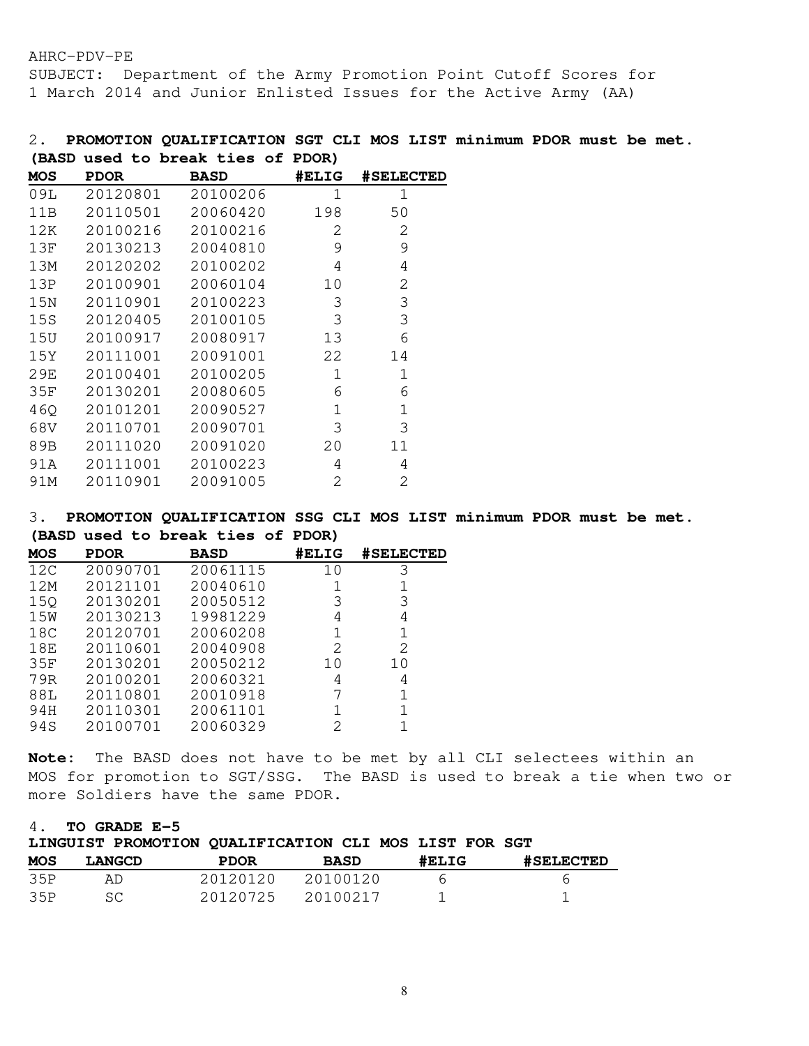AHRC-PDV-PE
SUBJECT: Department of the Army Promotion Point Cutoff Scores for 1 March 2014 and Junior Enlisted Issues for the Active Army (AA)

2. **PROMOTION QUALIFICATION SGT CLI MOS LIST minimum PDOR must be met. (BASD used to break ties of PDOR)**

| MOS | PDOR | BASD | #ELIG | #SELECTED |
|---|---|---|---|---|
| 09L | 20120801 | 20100206 | 1 | 1 |
| 11B | 20110501 | 20060420 | 198 | 50 |
| 12K | 20100216 | 20100216 | 2 | 2 |
| 13F | 20130213 | 20040810 | 9 | 9 |
| 13M | 20120202 | 20100202 | 4 | 4 |
| 13P | 20100901 | 20060104 | 10 | 2 |
| 15N | 20110901 | 20100223 | 3 | 3 |
| 15S | 20120405 | 20100105 | 3 | 3 |
| 15U | 20100917 | 20080917 | 13 | 6 |
| 15Y | 20111001 | 20091001 | 22 | 14 |
| 29E | 20100401 | 20100205 | 1 | 1 |
| 35F | 20130201 | 20080605 | 6 | 6 |
| 46Q | 20101201 | 20090527 | 1 | 1 |
| 68V | 20110701 | 20090701 | 3 | 3 |
| 89B | 20111020 | 20091020 | 20 | 11 |
| 91A | 20111001 | 20100223 | 4 | 4 |
| 91M | 20110901 | 20091005 | 2 | 2 |

3. **PROMOTION QUALIFICATION SSG CLI MOS LIST minimum PDOR must be met. (BASD used to break ties of PDOR)**

| MOS | PDOR | BASD | #ELIG | #SELECTED |
|---|---|---|---|---|
| 12C | 20090701 | 20061115 | 10 | 3 |
| 12M | 20121101 | 20040610 | 1 | 1 |
| 15Q | 20130201 | 20050512 | 3 | 3 |
| 15W | 20130213 | 19981229 | 4 | 4 |
| 18C | 20120701 | 20060208 | 1 | 1 |
| 18E | 20110601 | 20040908 | 2 | 2 |
| 35F | 20130201 | 20050212 | 10 | 10 |
| 79R | 20100201 | 20060321 | 4 | 4 |
| 88L | 20110801 | 20010918 | 7 | 1 |
| 94H | 20110301 | 20061101 | 1 | 1 |
| 94S | 20100701 | 20060329 | 2 | 1 |

**Note:** The BASD does not have to be met by all CLI selectees within an MOS for promotion to SGT/SSG. The BASD is used to break a tie when two or more Soldiers have the same PDOR.

4. **TO GRADE E-5**

**LINGUIST PROMOTION QUALIFICATION CLI MOS LIST FOR SGT**

| MOS | LANGCD | PDOR | BASD | #ELIG | #SELECTED |
|---|---|---|---|---|---|
| 35P | AD | 20120120 | 20100120 | 6 | 6 |
| 35P | SC | 20120725 | 20100217 | 1 | 1 |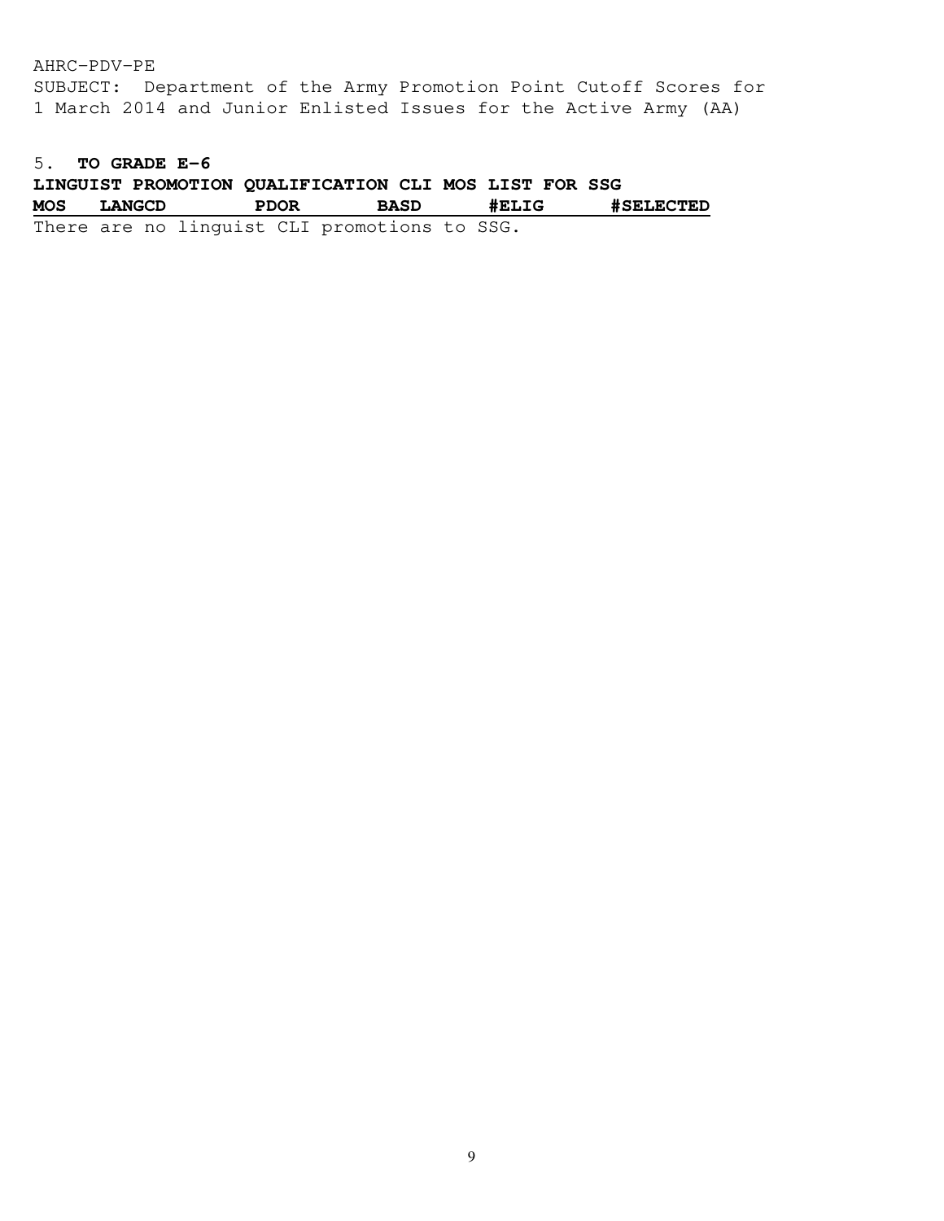AHRC-PDV-PE
SUBJECT: Department of the Army Promotion Point Cutoff Scores for 1 March 2014 and Junior Enlisted Issues for the Active Army (AA)

5. **TO GRADE E-6**

**LINGUIST PROMOTION QUALIFICATION CLI MOS LIST FOR SSG**

| MOS | LANGCD | PDOR | BASD | #ELIG | #SELECTED |
|---|---|---|---|---|---|

There are no linguist CLI promotions to SSG.